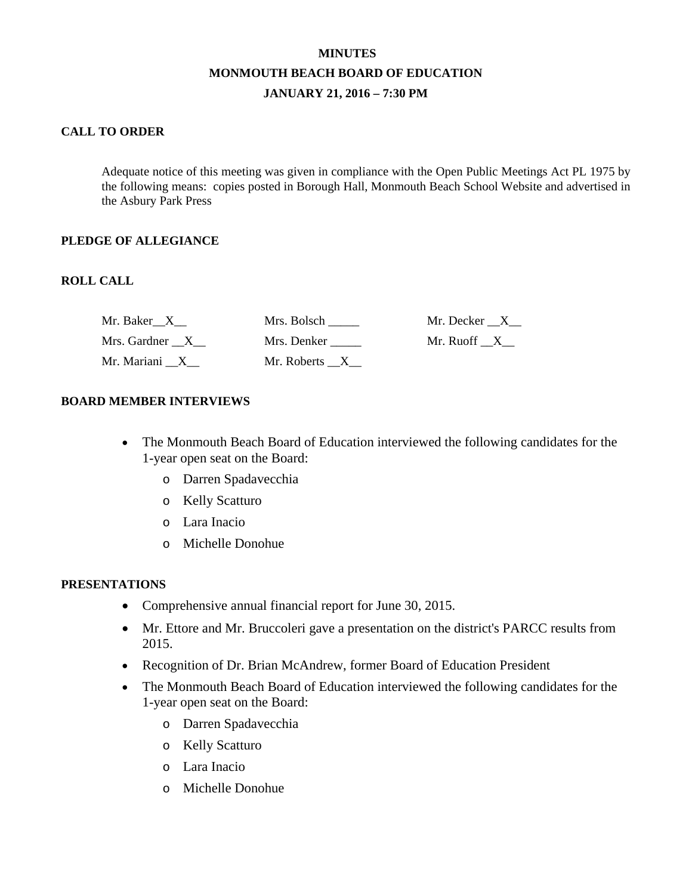**MINUTES**

**MONMOUTH BEACH BOARD OF EDUCATION**

**JANUARY 21, 2016 – 7:30 PM**

**CALL TO ORDER**

Adequate notice of this meeting was given in compliance with the Open Public Meetings Act PL 1975 by the following means: copies posted in Borough Hall, Monmouth Beach School Website and advertised in the Asbury Park Press

**PLEDGE OF ALLEGIANCE**

**ROLL CALL**

| | | |
|---|---|---|
| Mr. Baker__X__ | Mrs. Bolsch _____ | Mr. Decker __X__ |
| Mrs. Gardner __X__ | Mrs. Denker _____ | Mr. Ruoff __X__ |
| Mr. Mariani __X__ | Mr. Roberts __X__ | |

**BOARD MEMBER INTERVIEWS**

- The Monmouth Beach Board of Education interviewed the following candidates for the 1-year open seat on the Board:
  - Darren Spadavecchia
  - Kelly Scatturo
  - Lara Inacio
  - Michelle Donohue

**PRESENTATIONS**

- Comprehensive annual financial report for June 30, 2015.
- Mr. Ettore and Mr. Bruccoleri gave a presentation on the district's PARCC results from 2015.
- Recognition of Dr. Brian McAndrew, former Board of Education President
- The Monmouth Beach Board of Education interviewed the following candidates for the 1-year open seat on the Board:
  - Darren Spadavecchia
  - Kelly Scatturo
  - Lara Inacio
  - Michelle Donohue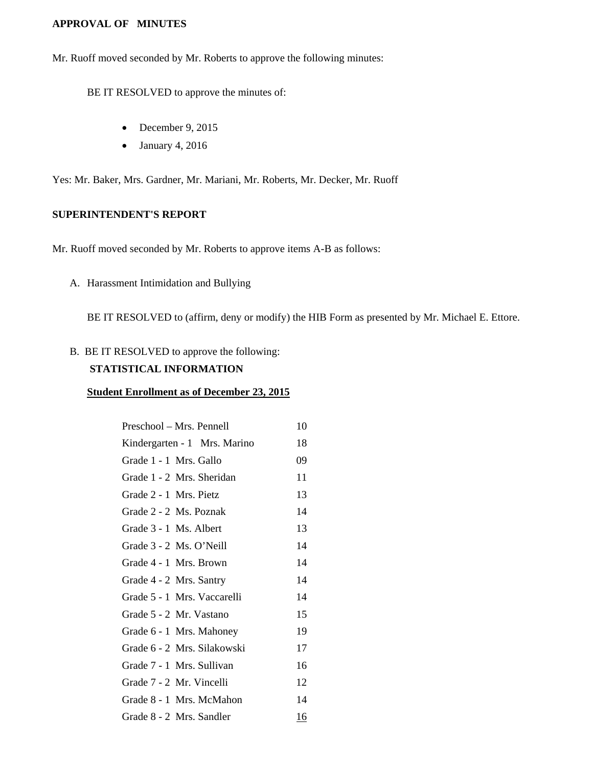**APPROVAL OF MINUTES**

Mr. Ruoff moved seconded by Mr. Roberts to approve the following minutes:

BE IT RESOLVED to approve the minutes of:

- December 9, 2015
- January 4, 2016

Yes: Mr. Baker, Mrs. Gardner, Mr. Mariani, Mr. Roberts, Mr. Decker, Mr. Ruoff

**SUPERINTENDENT'S REPORT**

Mr. Ruoff moved seconded by Mr. Roberts to approve items A-B as follows:

A. Harassment Intimidation and Bullying

   BE IT RESOLVED to (affirm, deny or modify) the HIB Form as presented by Mr. Michael E. Ettore.

B. BE IT RESOLVED to approve the following:

   **STATISTICAL INFORMATION**

   **Student Enrollment as of December 23, 2015**

| Class | Enrollment |
|---|---|
| Preschool – Mrs. Pennell | 10 |
| Kindergarten - 1 Mrs. Marino | 18 |
| Grade 1 - 1 Mrs. Gallo | 09 |
| Grade 1 - 2 Mrs. Sheridan | 11 |
| Grade 2 - 1 Mrs. Pietz | 13 |
| Grade 2 - 2 Ms. Poznak | 14 |
| Grade 3 - 1 Ms. Albert | 13 |
| Grade 3 - 2 Ms. O'Neill | 14 |
| Grade 4 - 1 Mrs. Brown | 14 |
| Grade 4 - 2 Mrs. Santry | 14 |
| Grade 5 - 1 Mrs. Vaccarelli | 14 |
| Grade 5 - 2 Mr. Vastano | 15 |
| Grade 6 - 1 Mrs. Mahoney | 19 |
| Grade 6 - 2 Mrs. Silakowski | 17 |
| Grade 7 - 1 Mrs. Sullivan | 16 |
| Grade 7 - 2 Mr. Vincelli | 12 |
| Grade 8 - 1 Mrs. McMahon | 14 |
| Grade 8 - 2 Mrs. Sandler | 16 |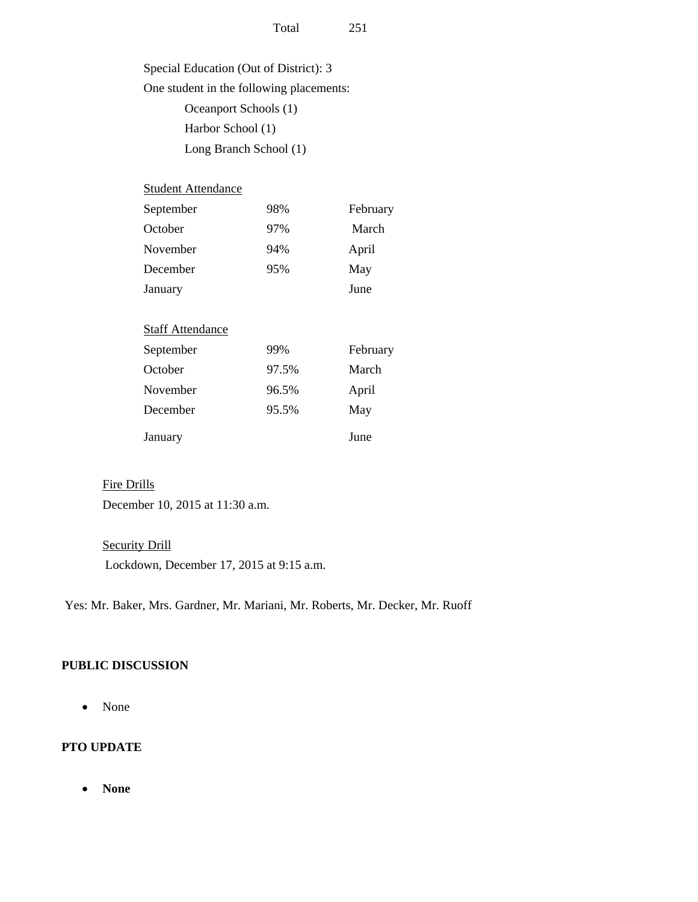Total 251

Special Education (Out of District): 3

One student in the following placements:

- Oceanport Schools (1)
- Harbor School (1)
- Long Branch School (1)

<u>Student Attendance</u>

| | | |
|---|---|---|
| September | 98% | February |
| October | 97% | March |
| November | 94% | April |
| December | 95% | May |
| January | | June |

<u>Staff Attendance</u>

| | | |
|---|---|---|
| September | 99% | February |
| October | 97.5% | March |
| November | 96.5% | April |
| December | 95.5% | May |
| January | | June |

<u>Fire Drills</u>

December 10, 2015 at 11:30 a.m.

<u>Security Drill</u>

Lockdown, December 17, 2015 at 9:15 a.m.

Yes: Mr. Baker, Mrs. Gardner, Mr. Mariani, Mr. Roberts, Mr. Decker, Mr. Ruoff

**PUBLIC DISCUSSION**

- None

**PTO UPDATE**

- **None**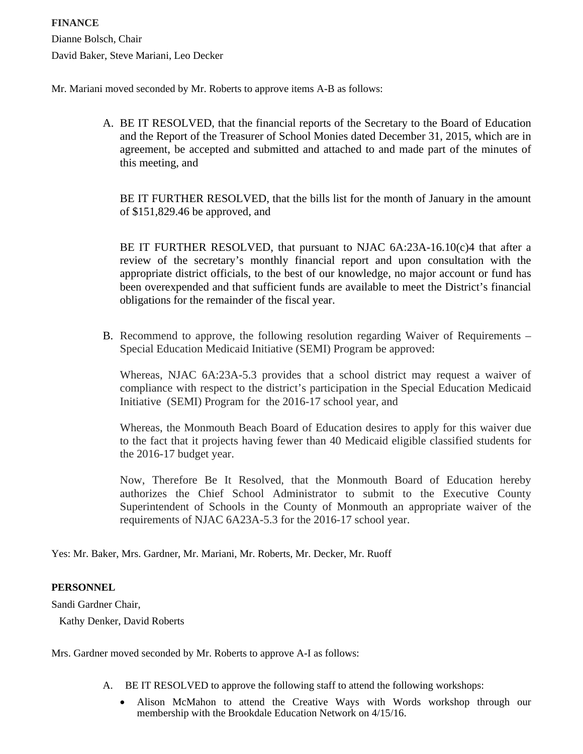**FINANCE**

Dianne Bolsch, Chair

David Baker, Steve Mariani, Leo Decker

Mr. Mariani moved seconded by Mr. Roberts to approve items A-B as follows:

A. BE IT RESOLVED, that the financial reports of the Secretary to the Board of Education and the Report of the Treasurer of School Monies dated December 31, 2015, which are in agreement, be accepted and submitted and attached to and made part of the minutes of this meeting, and

   BE IT FURTHER RESOLVED, that the bills list for the month of January in the amount of $151,829.46 be approved, and

   BE IT FURTHER RESOLVED, that pursuant to NJAC 6A:23A-16.10(c)4 that after a review of the secretary's monthly financial report and upon consultation with the appropriate district officials, to the best of our knowledge, no major account or fund has been overexpended and that sufficient funds are available to meet the District's financial obligations for the remainder of the fiscal year.

B. Recommend to approve, the following resolution regarding Waiver of Requirements – Special Education Medicaid Initiative (SEMI) Program be approved:

   Whereas, NJAC 6A:23A-5.3 provides that a school district may request a waiver of compliance with respect to the district's participation in the Special Education Medicaid Initiative (SEMI) Program for the 2016-17 school year, and

   Whereas, the Monmouth Beach Board of Education desires to apply for this waiver due to the fact that it projects having fewer than 40 Medicaid eligible classified students for the 2016-17 budget year.

   Now, Therefore Be It Resolved, that the Monmouth Board of Education hereby authorizes the Chief School Administrator to submit to the Executive County Superintendent of Schools in the County of Monmouth an appropriate waiver of the requirements of NJAC 6A23A-5.3 for the 2016-17 school year.

Yes: Mr. Baker, Mrs. Gardner, Mr. Mariani, Mr. Roberts, Mr. Decker, Mr. Ruoff

**PERSONNEL**

Sandi Gardner Chair,

Kathy Denker, David Roberts

Mrs. Gardner moved seconded by Mr. Roberts to approve A-I as follows:

A. BE IT RESOLVED to approve the following staff to attend the following workshops:
   - Alison McMahon to attend the Creative Ways with Words workshop through our membership with the Brookdale Education Network on 4/15/16.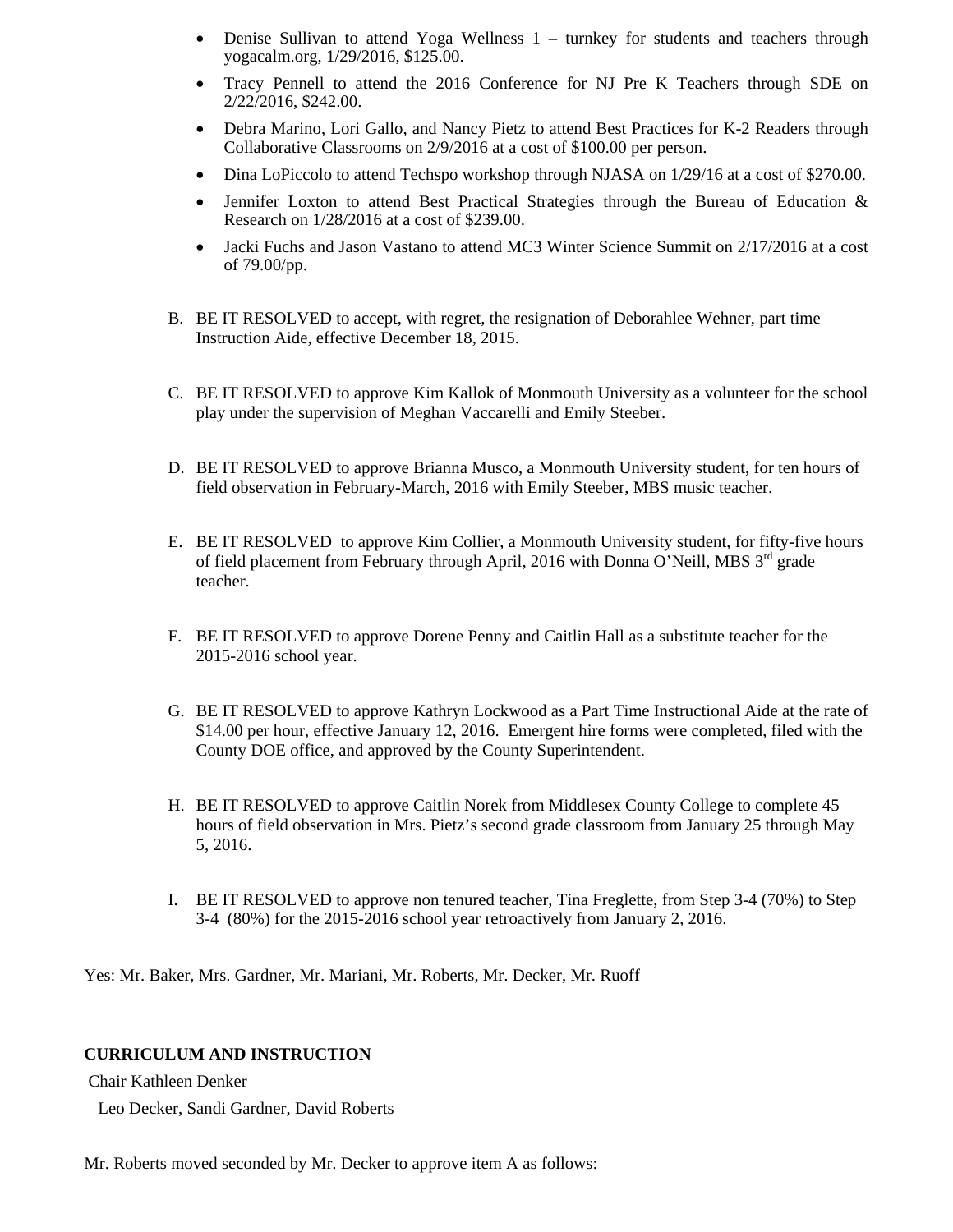- Denise Sullivan to attend Yoga Wellness 1 – turnkey for students and teachers through yogacalm.org, 1/29/2016, $125.00.
- Tracy Pennell to attend the 2016 Conference for NJ Pre K Teachers through SDE on 2/22/2016, $242.00.
- Debra Marino, Lori Gallo, and Nancy Pietz to attend Best Practices for K-2 Readers through Collaborative Classrooms on 2/9/2016 at a cost of $100.00 per person.
- Dina LoPiccolo to attend Techspo workshop through NJASA on 1/29/16 at a cost of $270.00.
- Jennifer Loxton to attend Best Practical Strategies through the Bureau of Education & Research on 1/28/2016 at a cost of $239.00.
- Jacki Fuchs and Jason Vastano to attend MC3 Winter Science Summit on 2/17/2016 at a cost of 79.00/pp.

B. BE IT RESOLVED to accept, with regret, the resignation of Deborahlee Wehner, part time Instruction Aide, effective December 18, 2015.

C. BE IT RESOLVED to approve Kim Kallok of Monmouth University as a volunteer for the school play under the supervision of Meghan Vaccarelli and Emily Steeber.

D. BE IT RESOLVED to approve Brianna Musco, a Monmouth University student, for ten hours of field observation in February-March, 2016 with Emily Steeber, MBS music teacher.

E. BE IT RESOLVED to approve Kim Collier, a Monmouth University student, for fifty-five hours of field placement from February through April, 2016 with Donna O'Neill, MBS 3rd grade teacher.

F. BE IT RESOLVED to approve Dorene Penny and Caitlin Hall as a substitute teacher for the 2015-2016 school year.

G. BE IT RESOLVED to approve Kathryn Lockwood as a Part Time Instructional Aide at the rate of $14.00 per hour, effective January 12, 2016. Emergent hire forms were completed, filed with the County DOE office, and approved by the County Superintendent.

H. BE IT RESOLVED to approve Caitlin Norek from Middlesex County College to complete 45 hours of field observation in Mrs. Pietz's second grade classroom from January 25 through May 5, 2016.

I. BE IT RESOLVED to approve non tenured teacher, Tina Freglette, from Step 3-4 (70%) to Step 3-4 (80%) for the 2015-2016 school year retroactively from January 2, 2016.

Yes: Mr. Baker, Mrs. Gardner, Mr. Mariani, Mr. Roberts, Mr. Decker, Mr. Ruoff

**CURRICULUM AND INSTRUCTION**

Chair Kathleen Denker

Leo Decker, Sandi Gardner, David Roberts

Mr. Roberts moved seconded by Mr. Decker to approve item A as follows: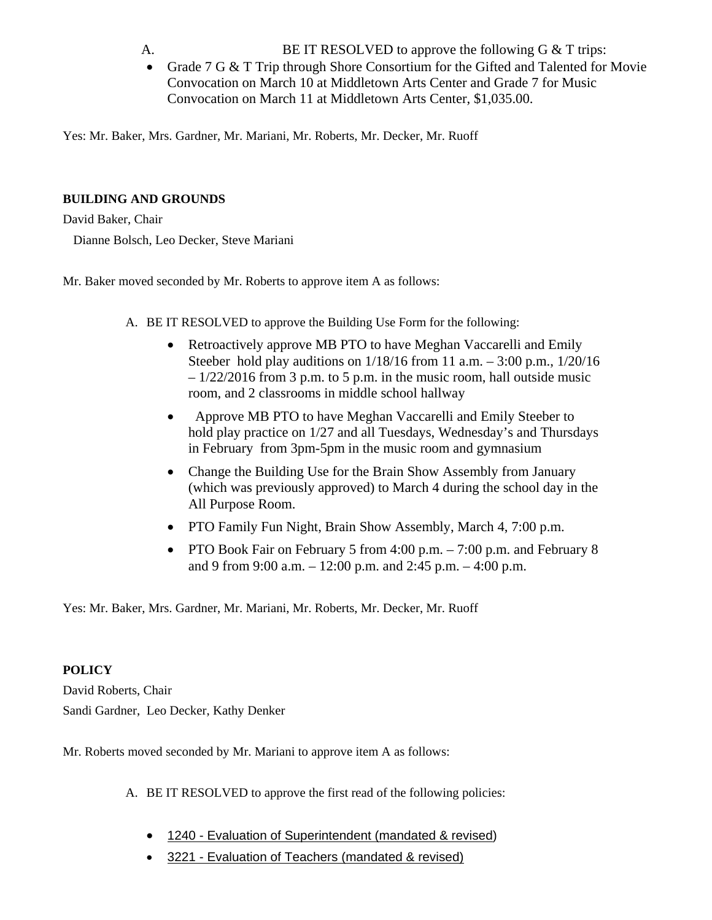A. BE IT RESOLVED to approve the following G & T trips:

- Grade 7 G & T Trip through Shore Consortium for the Gifted and Talented for Movie Convocation on March 10 at Middletown Arts Center and Grade 7 for Music Convocation on March 11 at Middletown Arts Center, $1,035.00.

Yes: Mr. Baker, Mrs. Gardner, Mr. Mariani, Mr. Roberts, Mr. Decker, Mr. Ruoff

**BUILDING AND GROUNDS**

David Baker, Chair

Dianne Bolsch, Leo Decker, Steve Mariani

Mr. Baker moved seconded by Mr. Roberts to approve item A as follows:

A. BE IT RESOLVED to approve the Building Use Form for the following:

- Retroactively approve MB PTO to have Meghan Vaccarelli and Emily Steeber hold play auditions on 1/18/16 from 11 a.m. – 3:00 p.m., 1/20/16 – 1/22/2016 from 3 p.m. to 5 p.m. in the music room, hall outside music room, and 2 classrooms in middle school hallway
- Approve MB PTO to have Meghan Vaccarelli and Emily Steeber to hold play practice on 1/27 and all Tuesdays, Wednesday's and Thursdays in February from 3pm-5pm in the music room and gymnasium
- Change the Building Use for the Brain Show Assembly from January (which was previously approved) to March 4 during the school day in the All Purpose Room.
- PTO Family Fun Night, Brain Show Assembly, March 4, 7:00 p.m.
- PTO Book Fair on February 5 from 4:00 p.m. – 7:00 p.m. and February 8 and 9 from 9:00 a.m. – 12:00 p.m. and 2:45 p.m. – 4:00 p.m.

Yes: Mr. Baker, Mrs. Gardner, Mr. Mariani, Mr. Roberts, Mr. Decker, Mr. Ruoff

**POLICY**

David Roberts, Chair

Sandi Gardner, Leo Decker, Kathy Denker

Mr. Roberts moved seconded by Mr. Mariani to approve item A as follows:

A. BE IT RESOLVED to approve the first read of the following policies:

- 1240 - Evaluation of Superintendent (mandated & revised)
- 3221 - Evaluation of Teachers (mandated & revised)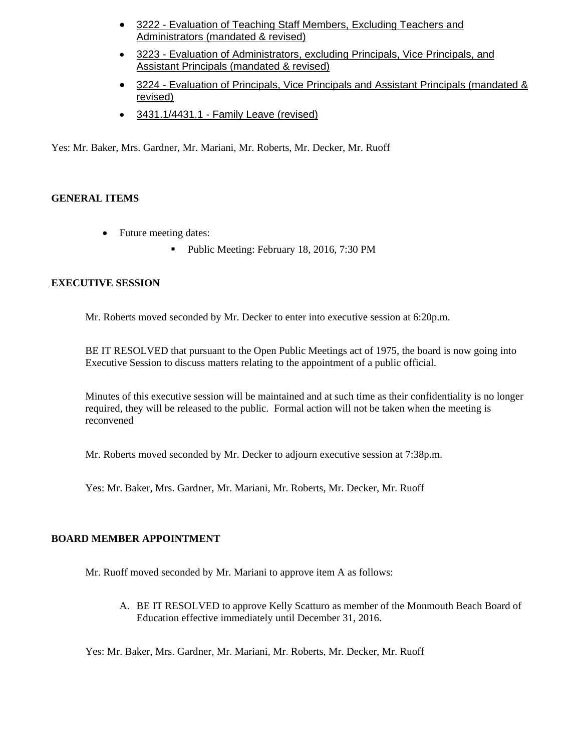- 3222 - Evaluation of Teaching Staff Members, Excluding Teachers and Administrators (mandated & revised)
- 3223 - Evaluation of Administrators, excluding Principals, Vice Principals, and Assistant Principals (mandated & revised)
- 3224 - Evaluation of Principals, Vice Principals and Assistant Principals (mandated & revised)
- 3431.1/4431.1 - Family Leave (revised)

Yes: Mr. Baker, Mrs. Gardner, Mr. Mariani, Mr. Roberts, Mr. Decker, Mr. Ruoff

## GENERAL ITEMS

- Future meeting dates:
  - Public Meeting: February 18, 2016, 7:30 PM

## EXECUTIVE SESSION

Mr. Roberts moved seconded by Mr. Decker to enter into executive session at 6:20p.m.

BE IT RESOLVED that pursuant to the Open Public Meetings act of 1975, the board is now going into Executive Session to discuss matters relating to the appointment of a public official.

Minutes of this executive session will be maintained and at such time as their confidentiality is no longer required, they will be released to the public. Formal action will not be taken when the meeting is reconvened

Mr. Roberts moved seconded by Mr. Decker to adjourn executive session at 7:38p.m.

Yes: Mr. Baker, Mrs. Gardner, Mr. Mariani, Mr. Roberts, Mr. Decker, Mr. Ruoff

## BOARD MEMBER APPOINTMENT

Mr. Ruoff moved seconded by Mr. Mariani to approve item A as follows:

A. BE IT RESOLVED to approve Kelly Scatturo as member of the Monmouth Beach Board of Education effective immediately until December 31, 2016.

Yes: Mr. Baker, Mrs. Gardner, Mr. Mariani, Mr. Roberts, Mr. Decker, Mr. Ruoff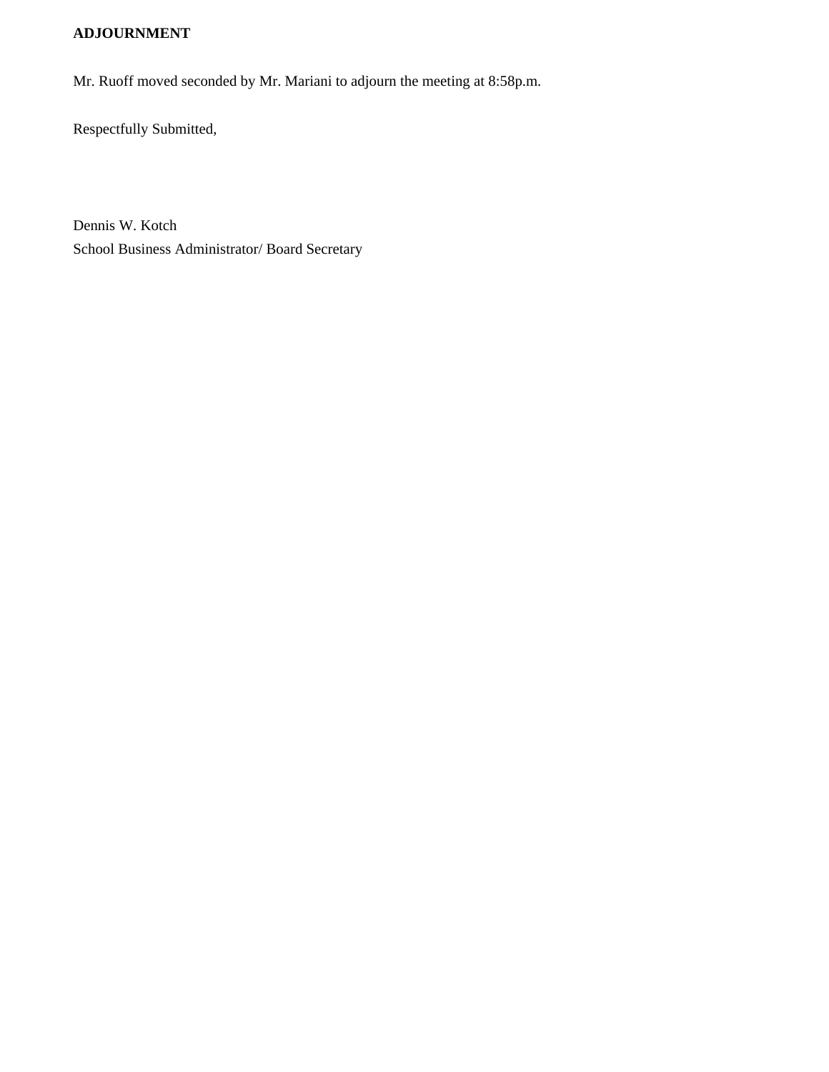**ADJOURNMENT**

Mr. Ruoff moved seconded by Mr. Mariani to adjourn the meeting at 8:58p.m.

Respectfully Submitted,

Dennis W. Kotch
School Business Administrator/ Board Secretary